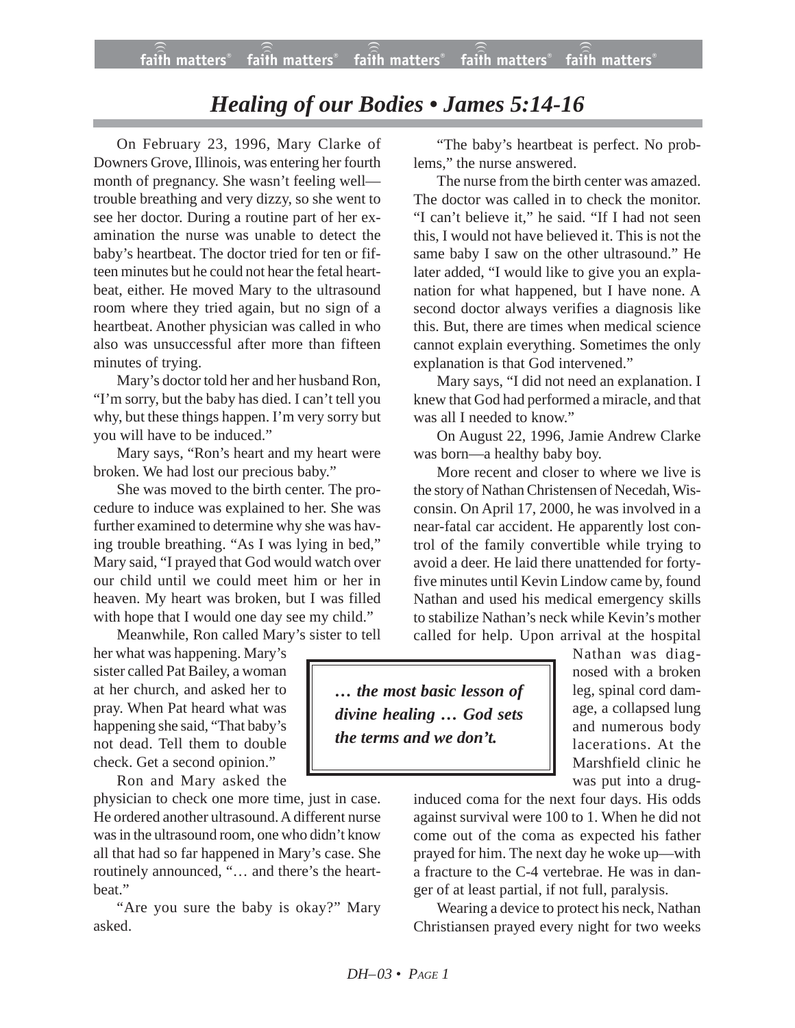# *Healing of our Bodies • James 5:14-16*

On February 23, 1996, Mary Clarke of Downers Grove, Illinois, was entering her fourth month of pregnancy. She wasn't feeling well—trouble breathing and very dizzy, so she went to see her doctor. During a routine part of her examination the nurse was unable to detect the baby's heartbeat. The doctor tried for ten or fifteen minutes but he could not hear the fetal heartbeat, either. He moved Mary to the ultrasound room where they tried again, but no sign of a heartbeat. Another physician was called in who also was unsuccessful after more than fifteen minutes of trying.

Mary's doctor told her and her husband Ron, "I'm sorry, but the baby has died. I can't tell you why, but these things happen. I'm very sorry but you will have to be induced."

Mary says, "Ron's heart and my heart were broken. We had lost our precious baby."

She was moved to the birth center. The procedure to induce was explained to her. She was further examined to determine why she was having trouble breathing. "As I was lying in bed," Mary said, "I prayed that God would watch over our child until we could meet him or her in heaven. My heart was broken, but I was filled with hope that I would one day see my child."

Meanwhile, Ron called Mary's sister to tell her what was happening. Mary's sister called Pat Bailey, a woman at her church, and asked her to pray. When Pat heard what was happening she said, "That baby's not dead. Tell them to double check. Get a second opinion."

Ron and Mary asked the physician to check one more time, just in case. He ordered another ultrasound. A different nurse was in the ultrasound room, one who didn't know all that had so far happened in Mary's case. She routinely announced, "… and there's the heartbeat."

"Are you sure the baby is okay?" Mary asked.

"The baby's heartbeat is perfect. No problems," the nurse answered.

The nurse from the birth center was amazed. The doctor was called in to check the monitor. "I can't believe it," he said. "If I had not seen this, I would not have believed it. This is not the same baby I saw on the other ultrasound." He later added, "I would like to give you an explanation for what happened, but I have none. A second doctor always verifies a diagnosis like this. But, there are times when medical science cannot explain everything. Sometimes the only explanation is that God intervened."

Mary says, "I did not need an explanation. I knew that God had performed a miracle, and that was all I needed to know."

On August 22, 1996, Jamie Andrew Clarke was born—a healthy baby boy.

More recent and closer to where we live is the story of Nathan Christensen of Necedah, Wisconsin. On April 17, 2000, he was involved in a near-fatal car accident. He apparently lost control of the family convertible while trying to avoid a deer. He laid there unattended for forty-five minutes until Kevin Lindow came by, found Nathan and used his medical emergency skills to stabilize Nathan's neck while Kevin's mother called for help. Upon arrival at the hospital Nathan was diagnosed with a broken leg, spinal cord damage, a collapsed lung and numerous body lacerations. At the Marshfield clinic he was put into a drug-induced coma for the next four days. His odds against survival were 100 to 1. When he did not come out of the coma as expected his father prayed for him. The next day he woke up—with a fracture to the C-4 vertebrae. He was in danger of at least partial, if not full, paralysis.

> ***… the most basic lesson of divine healing … God sets the terms and we don't.***

Wearing a device to protect his neck, Nathan Christiansen prayed every night for two weeks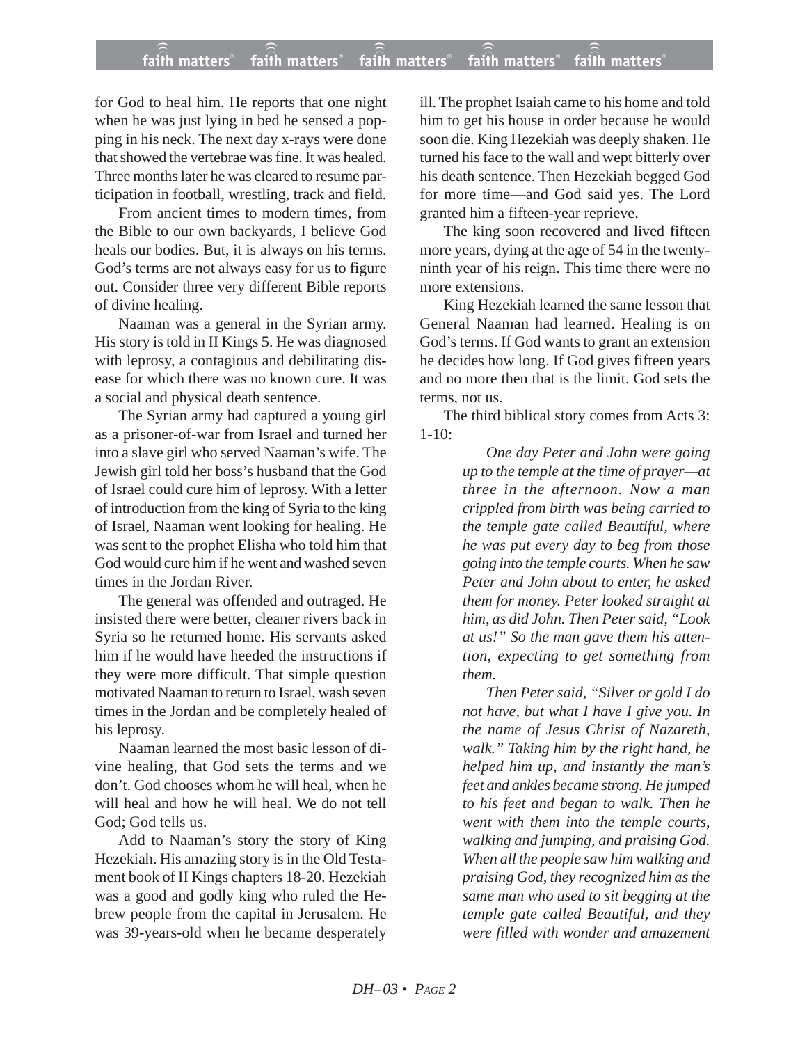for God to heal him. He reports that one night when he was just lying in bed he sensed a popping in his neck. The next day x-rays were done that showed the vertebrae was fine. It was healed. Three months later he was cleared to resume participation in football, wrestling, track and field.

From ancient times to modern times, from the Bible to our own backyards, I believe God heals our bodies. But, it is always on his terms. God's terms are not always easy for us to figure out. Consider three very different Bible reports of divine healing.

Naaman was a general in the Syrian army. His story is told in II Kings 5. He was diagnosed with leprosy, a contagious and debilitating disease for which there was no known cure. It was a social and physical death sentence.

The Syrian army had captured a young girl as a prisoner-of-war from Israel and turned her into a slave girl who served Naaman's wife. The Jewish girl told her boss's husband that the God of Israel could cure him of leprosy. With a letter of introduction from the king of Syria to the king of Israel, Naaman went looking for healing. He was sent to the prophet Elisha who told him that God would cure him if he went and washed seven times in the Jordan River.

The general was offended and outraged. He insisted there were better, cleaner rivers back in Syria so he returned home. His servants asked him if he would have heeded the instructions if they were more difficult. That simple question motivated Naaman to return to Israel, wash seven times in the Jordan and be completely healed of his leprosy.

Naaman learned the most basic lesson of divine healing, that God sets the terms and we don't. God chooses whom he will heal, when he will heal and how he will heal. We do not tell God; God tells us.

Add to Naaman's story the story of King Hezekiah. His amazing story is in the Old Testament book of II Kings chapters 18-20. Hezekiah was a good and godly king who ruled the Hebrew people from the capital in Jerusalem. He was 39-years-old when he became desperately ill. The prophet Isaiah came to his home and told him to get his house in order because he would soon die. King Hezekiah was deeply shaken. He turned his face to the wall and wept bitterly over his death sentence. Then Hezekiah begged God for more time—and God said yes. The Lord granted him a fifteen-year reprieve.

The king soon recovered and lived fifteen more years, dying at the age of 54 in the twenty-ninth year of his reign. This time there were no more extensions.

King Hezekiah learned the same lesson that General Naaman had learned. Healing is on God's terms. If God wants to grant an extension he decides how long. If God gives fifteen years and no more then that is the limit. God sets the terms, not us.

The third biblical story comes from Acts 3: 1-10:

> *One day Peter and John were going up to the temple at the time of prayer—at three in the afternoon. Now a man crippled from birth was being carried to the temple gate called Beautiful, where he was put every day to beg from those going into the temple courts. When he saw Peter and John about to enter, he asked them for money. Peter looked straight at him, as did John. Then Peter said, "Look at us!" So the man gave them his attention, expecting to get something from them.*
>
> *Then Peter said, "Silver or gold I do not have, but what I have I give you. In the name of Jesus Christ of Nazareth, walk." Taking him by the right hand, he helped him up, and instantly the man's feet and ankles became strong. He jumped to his feet and began to walk. Then he went with them into the temple courts, walking and jumping, and praising God. When all the people saw him walking and praising God, they recognized him as the same man who used to sit begging at the temple gate called Beautiful, and they were filled with wonder and amazement*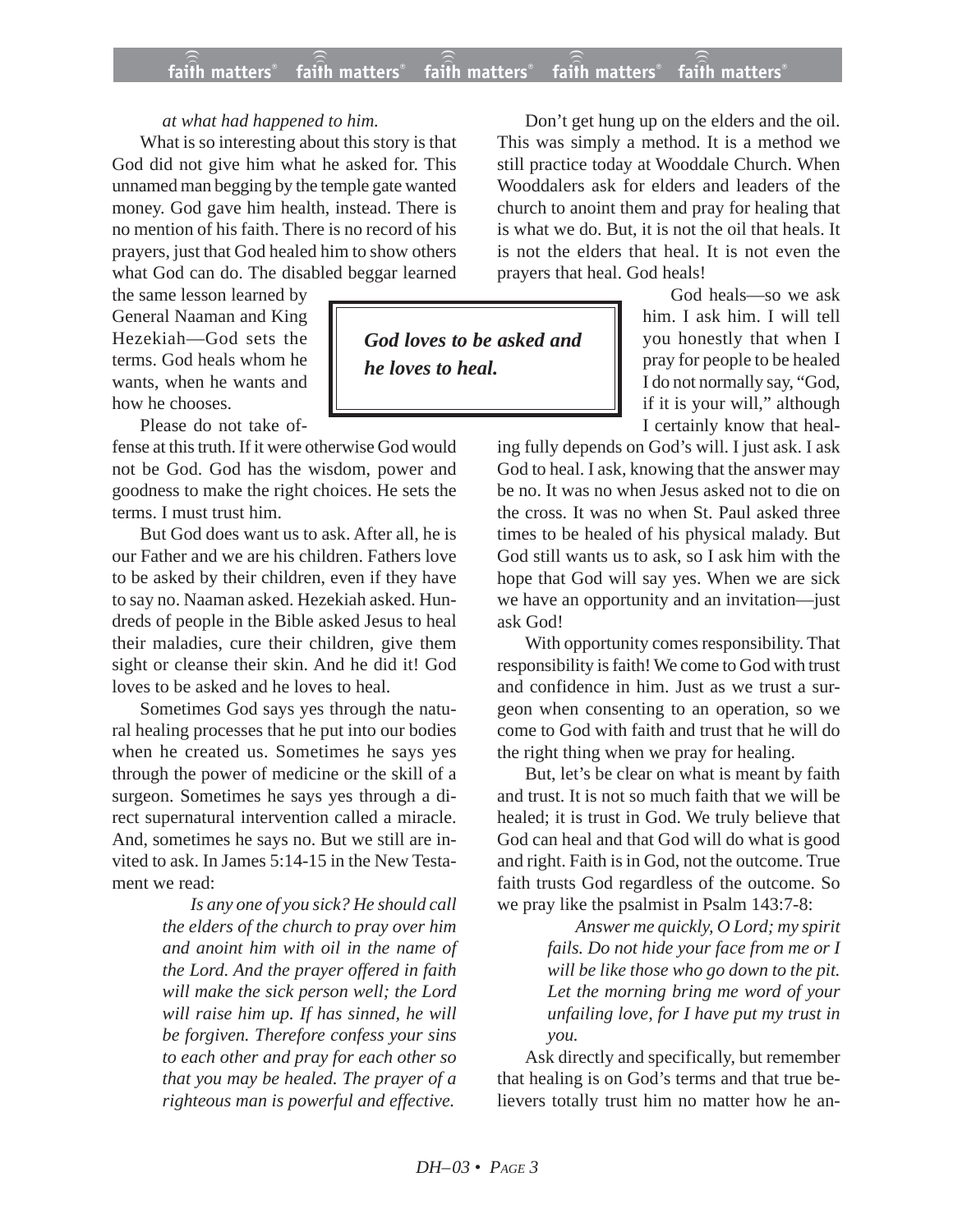*at what had happened to him.*

What is so interesting about this story is that God did not give him what he asked for. This unnamed man begging by the temple gate wanted money. God gave him health, instead. There is no mention of his faith. There is no record of his prayers, just that God healed him to show others what God can do. The disabled beggar learned the same lesson learned by General Naaman and King Hezekiah—God sets the terms. God heals whom he wants, when he wants and how he chooses.

Please do not take offense at this truth. If it were otherwise God would not be God. God has the wisdom, power and goodness to make the right choices. He sets the terms. I must trust him.

But God does want us to ask. After all, he is our Father and we are his children. Fathers love to be asked by their children, even if they have to say no. Naaman asked. Hezekiah asked. Hundreds of people in the Bible asked Jesus to heal their maladies, cure their children, give them sight or cleanse their skin. And he did it! God loves to be asked and he loves to heal.

Sometimes God says yes through the natural healing processes that he put into our bodies when he created us. Sometimes he says yes through the power of medicine or the skill of a surgeon. Sometimes he says yes through a direct supernatural intervention called a miracle. And, sometimes he says no. But we still are invited to ask. In James 5:14-15 in the New Testament we read:

> *Is any one of you sick? He should call the elders of the church to pray over him and anoint him with oil in the name of the Lord. And the prayer offered in faith will make the sick person well; the Lord will raise him up. If has sinned, he will be forgiven. Therefore confess your sins to each other and pray for each other so that you may be healed. The prayer of a righteous man is powerful and effective.*

Don't get hung up on the elders and the oil. This was simply a method. It is a method we still practice today at Wooddale Church. When Wooddalers ask for elders and leaders of the church to anoint them and pray for healing that is what we do. But, it is not the oil that heals. It is not the elders that heal. It is not even the prayers that heal. God heals!

> ***God loves to be asked and he loves to heal.***

God heals—so we ask him. I ask him. I will tell you honestly that when I pray for people to be healed I do not normally say, "God, if it is your will," although I certainly know that healing fully depends on God's will. I just ask. I ask God to heal. I ask, knowing that the answer may be no. It was no when Jesus asked not to die on the cross. It was no when St. Paul asked three times to be healed of his physical malady. But God still wants us to ask, so I ask him with the hope that God will say yes. When we are sick we have an opportunity and an invitation—just ask God!

With opportunity comes responsibility. That responsibility is faith! We come to God with trust and confidence in him. Just as we trust a surgeon when consenting to an operation, so we come to God with faith and trust that he will do the right thing when we pray for healing.

But, let's be clear on what is meant by faith and trust. It is not so much faith that we will be healed; it is trust in God. We truly believe that God can heal and that God will do what is good and right. Faith is in God, not the outcome. True faith trusts God regardless of the outcome. So we pray like the psalmist in Psalm 143:7-8:

> *Answer me quickly, O Lord; my spirit fails. Do not hide your face from me or I will be like those who go down to the pit. Let the morning bring me word of your unfailing love, for I have put my trust in you.*

Ask directly and specifically, but remember that healing is on God's terms and that true believers totally trust him no matter how he an-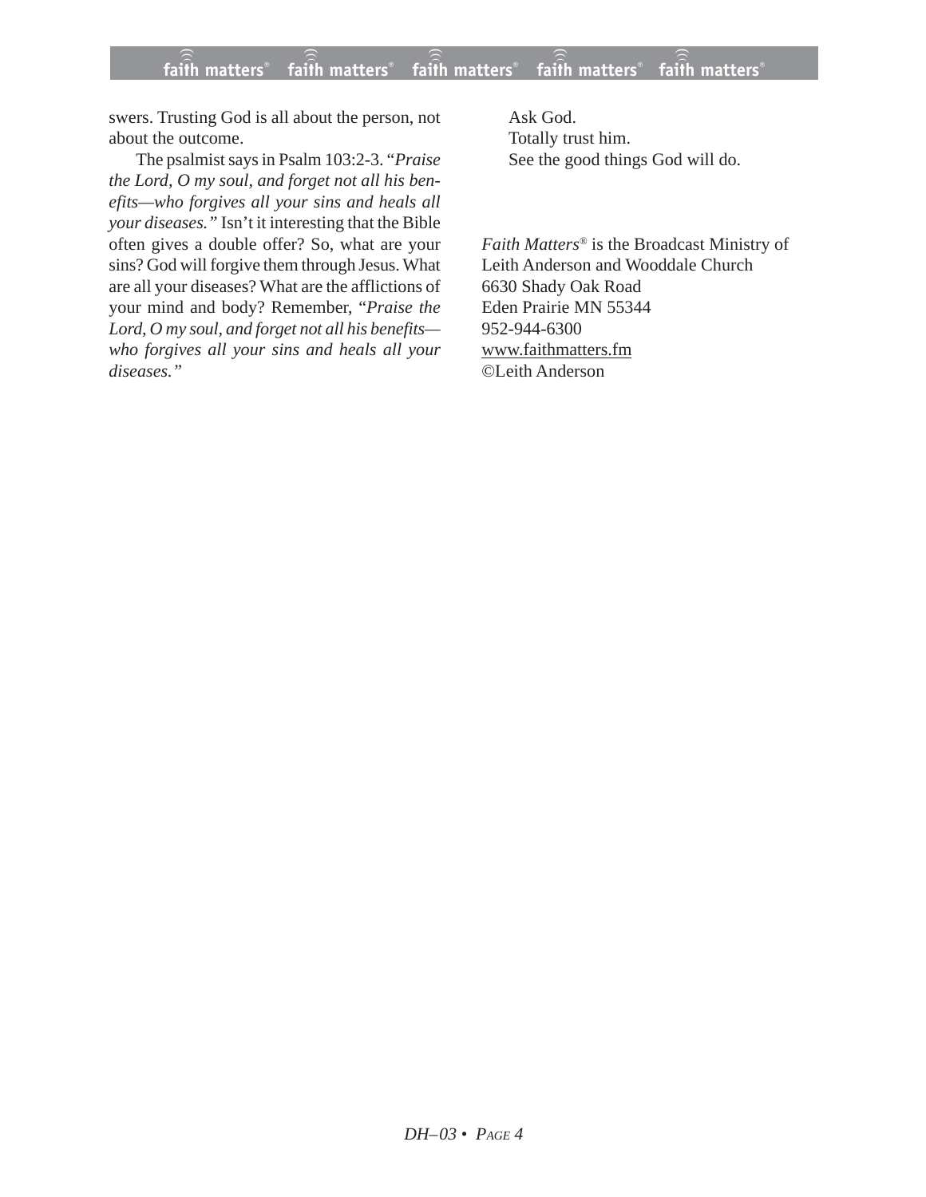swers. Trusting God is all about the person, not about the outcome.

The psalmist says in Psalm 103:2-3. "*Praise the Lord, O my soul, and forget not all his benefits—who forgives all your sins and heals all your diseases.*" Isn't it interesting that the Bible often gives a double offer? So, what are your sins? God will forgive them through Jesus. What are all your diseases? What are the afflictions of your mind and body? Remember, "*Praise the Lord, O my soul, and forget not all his benefits—who forgives all your sins and heals all your diseases.*"

Ask God.
Totally trust him.
See the good things God will do.

*Faith Matters*® is the Broadcast Ministry of
Leith Anderson and Wooddale Church
6630 Shady Oak Road
Eden Prairie MN 55344
952-944-6300
www.faithmatters.fm
©Leith Anderson